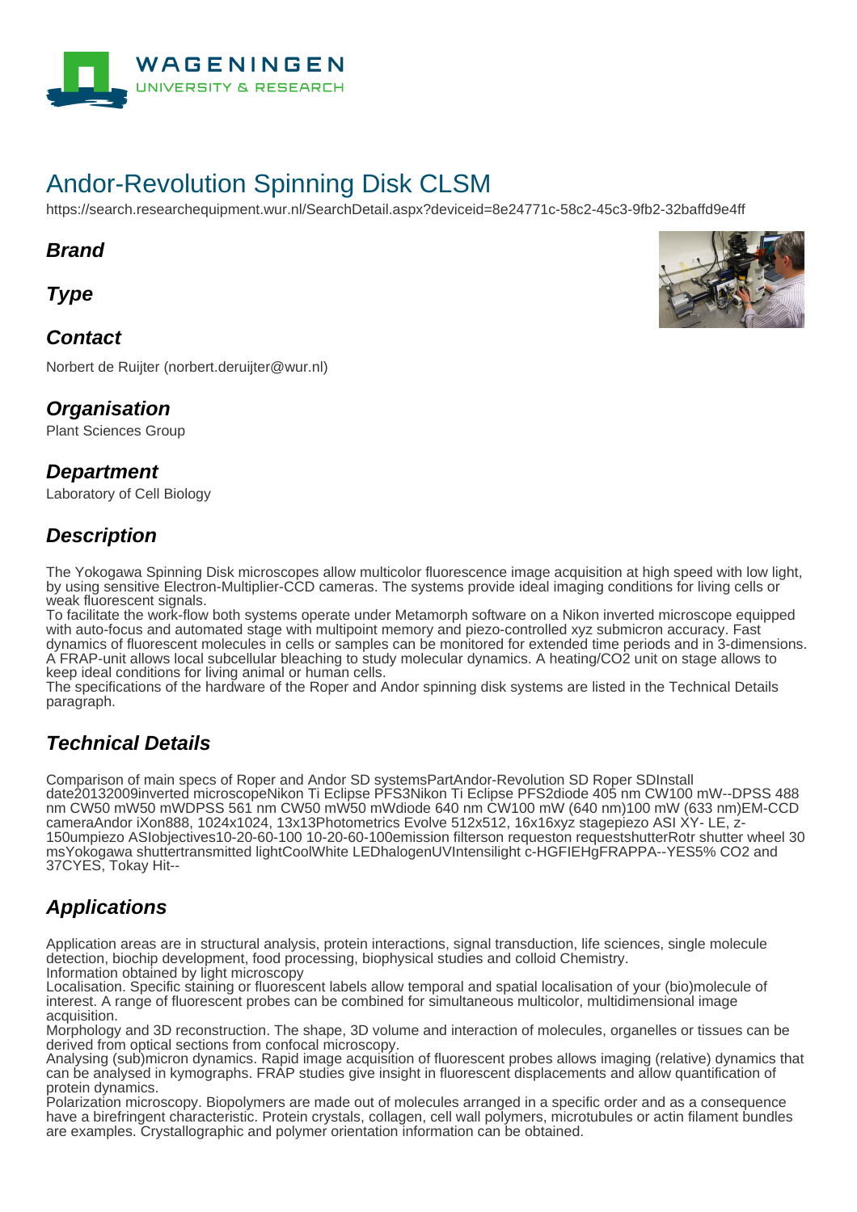# Andor-Revolution Spinning Disk CLSM

https://search.researchequipment.wur.nl/SearchDetail.aspx?deviceid=8e24771c-58c2-45c3-9fb2-32baffd9e4ff

## Brand

## Type

## Contact

Norbert de Ruijter (norbert.deruijter@wur.nl)

## Organisation

Plant Sciences Group

## Department

Laboratory of Cell Biology

## Description

The Yokogawa Spinning Disk microscopes allow multicolor fluorescence image acquisition at high speed with low light, by using sensitive Electron-Multiplier-CCD cameras. The systems provide ideal imaging conditions for living cells or weak fluorescent signals.
To facilitate the work-flow both systems operate under Metamorph software on a Nikon inverted microscope equipped with auto-focus and automated stage with multipoint memory and piezo-controlled xyz submicron accuracy. Fast dynamics of fluorescent molecules in cells or samples can be monitored for extended time periods and in 3-dimensions. A FRAP-unit allows local subcellular bleaching to study molecular dynamics. A heating/CO2 unit on stage allows to keep ideal conditions for living animal or human cells.
The specifications of the hardware of the Roper and Andor spinning disk systems are listed in the Technical Details paragraph.

## Technical Details

Comparison of main specs of Roper and Andor SD systemsPartAndor-Revolution SD Roper SDInstall date20132009inverted microscopeNikon Ti Eclipse PFS3Nikon Ti Eclipse PFS2diode 405 nm CW100 mW--DPSS 488 nm CW50 mW50 mWDPSS 561 nm CW50 mW50 mWdiode 640 nm CW100 mW (640 nm)100 mW (633 nm)EM-CCD cameraAndor iXon888, 1024x1024, 13x13Photometrics Evolve 512x512, 16x16xyz stagepiezo ASI XY- LE, z-150umpiezo ASIobjectives10-20-60-100 10-20-60-100emission filterson requeston requestshutterRotr shutter wheel 30 msYokogawa shuttertransmitted lightCoolWhite LEDhalogenUVIntensilight c-HGFIEHgFRAPPA--YES5% CO2 and 37CYES, Tokay Hit--

## Applications

Application areas are in structural analysis, protein interactions, signal transduction, life sciences, single molecule detection, biochip development, food processing, biophysical studies and colloid Chemistry.
Information obtained by light microscopy
Localisation. Specific staining or fluorescent labels allow temporal and spatial localisation of your (bio)molecule of interest. A range of fluorescent probes can be combined for simultaneous multicolor, multidimensional image acquisition.
Morphology and 3D reconstruction. The shape, 3D volume and interaction of molecules, organelles or tissues can be derived from optical sections from confocal microscopy.
Analysing (sub)micron dynamics. Rapid image acquisition of fluorescent probes allows imaging (relative) dynamics that can be analysed in kymographs. FRAP studies give insight in fluorescent displacements and allow quantification of protein dynamics.
Polarization microscopy. Biopolymers are made out of molecules arranged in a specific order and as a consequence have a birefringent characteristic. Protein crystals, collagen, cell wall polymers, microtubules or actin filament bundles are examples. Crystallographic and polymer orientation information can be obtained.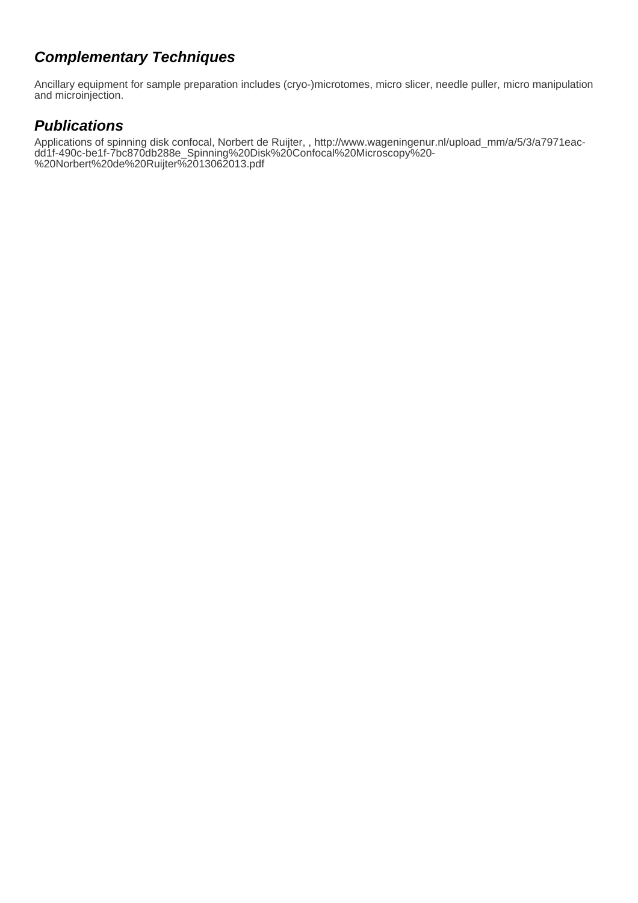## *Complementary Techniques*

Ancillary equipment for sample preparation includes (cryo-)microtomes, micro slicer, needle puller, micro manipulation and microinjection.

## *Publications*

Applications of spinning disk confocal, Norbert de Ruijter, , http://www.wageningenur.nl/upload_mm/a/5/3/a7971eac-dd1f-490c-be1f-7bc870db288e_Spinning%20Disk%20Confocal%20Microscopy%20-%20Norbert%20de%20Ruijter%2013062013.pdf